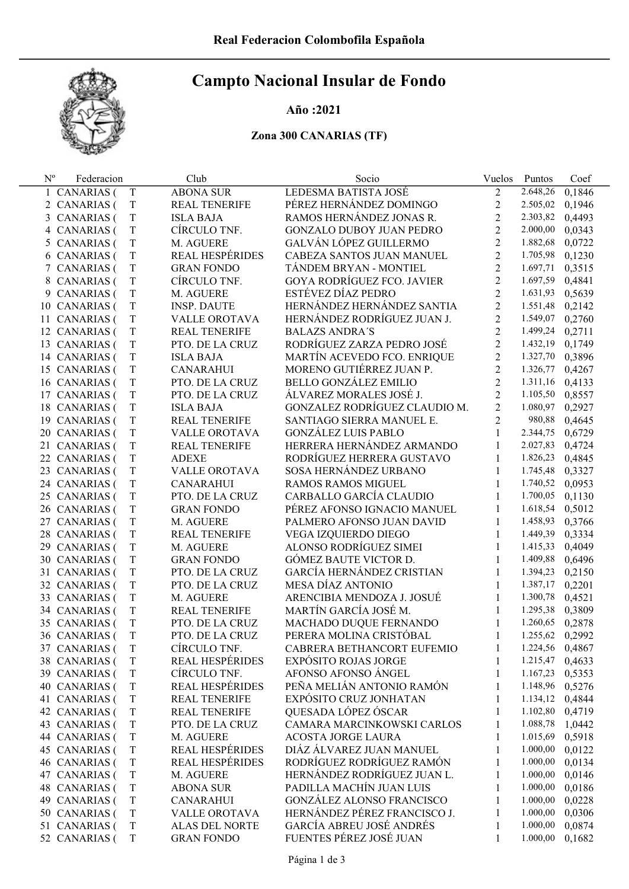Real Federacion Colombofila Española

# Campto Nacional Insular de Fondo

**Año :2021**

**Zona 300 CANARIAS (TF)**

| Nº | Federacion | | Club | Socio | Vuelos | Puntos | Coef |
|---|---|---|---|---|---|---|---|
| 1 | CANARIAS ( | T | ABONA SUR | LEDESMA BATISTA JOSÉ | 2 | 2.648,26 | 0,1846 |
| 2 | CANARIAS ( | T | REAL TENERIFE | PÉREZ HERNÁNDEZ DOMINGO | 2 | 2.505,02 | 0,1946 |
| 3 | CANARIAS ( | T | ISLA BAJA | RAMOS HERNÁNDEZ JONAS R. | 2 | 2.303,82 | 0,4493 |
| 4 | CANARIAS ( | T | CÍRCULO TNF. | GONZALO DUBOY JUAN PEDRO | 2 | 2.000,00 | 0,0343 |
| 5 | CANARIAS ( | T | M. AGUERE | GALVÁN LÓPEZ GUILLERMO | 2 | 1.882,68 | 0,0722 |
| 6 | CANARIAS ( | T | REAL HESPÉRIDES | CABEZA SANTOS JUAN MANUEL | 2 | 1.705,98 | 0,1230 |
| 7 | CANARIAS ( | T | GRAN FONDO | TÁNDEM BRYAN - MONTIEL | 2 | 1.697,71 | 0,3515 |
| 8 | CANARIAS ( | T | CÍRCULO TNF. | GOYA RODRÍGUEZ FCO. JAVIER | 2 | 1.697,59 | 0,4841 |
| 9 | CANARIAS ( | T | M. AGUERE | ESTÉVEZ DÍAZ PEDRO | 2 | 1.631,93 | 0,5639 |
| 10 | CANARIAS ( | T | INSP. DAUTE | HERNÁNDEZ HERNÁNDEZ SANTIA | 2 | 1.551,48 | 0,2142 |
| 11 | CANARIAS ( | T | VALLE OROTAVA | HERNÁNDEZ RODRÍGUEZ JUAN J. | 2 | 1.549,07 | 0,2760 |
| 12 | CANARIAS ( | T | REAL TENERIFE | BALAZS ANDRA´S | 2 | 1.499,24 | 0,2711 |
| 13 | CANARIAS ( | T | PTO. DE LA CRUZ | RODRÍGUEZ ZARZA PEDRO JOSÉ | 2 | 1.432,19 | 0,1749 |
| 14 | CANARIAS ( | T | ISLA BAJA | MARTÍN ACEVEDO FCO. ENRIQUE | 2 | 1.327,70 | 0,3896 |
| 15 | CANARIAS ( | T | CANARAHUI | MORENO GUTIÉRREZ JUAN P. | 2 | 1.326,77 | 0,4267 |
| 16 | CANARIAS ( | T | PTO. DE LA CRUZ | BELLO GONZÁLEZ EMILIO | 2 | 1.311,16 | 0,4133 |
| 17 | CANARIAS ( | T | PTO. DE LA CRUZ | ÁLVAREZ MORALES JOSÉ J. | 2 | 1.105,50 | 0,8557 |
| 18 | CANARIAS ( | T | ISLA BAJA | GONZALEZ RODRÍGUEZ CLAUDIO M. | 2 | 1.080,97 | 0,2927 |
| 19 | CANARIAS ( | T | REAL TENERIFE | SANTIAGO SIERRA MANUEL E. | 2 | 980,88 | 0,4645 |
| 20 | CANARIAS ( | T | VALLE OROTAVA | GONZÁLEZ LUIS PABLO | 1 | 2.344,75 | 0,6729 |
| 21 | CANARIAS ( | T | REAL TENERIFE | HERRERA HERNÁNDEZ ARMANDO | 1 | 2.027,83 | 0,4724 |
| 22 | CANARIAS ( | T | ADEXE | RODRÍGUEZ HERRERA GUSTAVO | 1 | 1.826,23 | 0,4845 |
| 23 | CANARIAS ( | T | VALLE OROTAVA | SOSA HERNÁNDEZ URBANO | 1 | 1.745,48 | 0,3327 |
| 24 | CANARIAS ( | T | CANARAHUI | RAMOS RAMOS MIGUEL | 1 | 1.740,52 | 0,0953 |
| 25 | CANARIAS ( | T | PTO. DE LA CRUZ | CARBALLO GARCÍA CLAUDIO | 1 | 1.700,05 | 0,1130 |
| 26 | CANARIAS ( | T | GRAN FONDO | PÉREZ AFONSO IGNACIO MANUEL | 1 | 1.618,54 | 0,5012 |
| 27 | CANARIAS ( | T | M. AGUERE | PALMERO AFONSO JUAN DAVID | 1 | 1.458,93 | 0,3766 |
| 28 | CANARIAS ( | T | REAL TENERIFE | VEGA IZQUIERDO DIEGO | 1 | 1.449,39 | 0,3334 |
| 29 | CANARIAS ( | T | M. AGUERE | ALONSO RODRÍGUEZ SIMEI | 1 | 1.415,33 | 0,4049 |
| 30 | CANARIAS ( | T | GRAN FONDO | GÓMEZ BAUTE VICTOR D. | 1 | 1.409,88 | 0,6496 |
| 31 | CANARIAS ( | T | PTO. DE LA CRUZ | GARCÍA HERNÁNDEZ CRISTIAN | 1 | 1.394,23 | 0,2150 |
| 32 | CANARIAS ( | T | PTO. DE LA CRUZ | MESA DÍAZ ANTONIO | 1 | 1.387,17 | 0,2201 |
| 33 | CANARIAS ( | T | M. AGUERE | ARENCIBIA MENDOZA J. JOSUÉ | 1 | 1.300,78 | 0,4521 |
| 34 | CANARIAS ( | T | REAL TENERIFE | MARTÍN GARCÍA JOSÉ M. | 1 | 1.295,38 | 0,3809 |
| 35 | CANARIAS ( | T | PTO. DE LA CRUZ | MACHADO DUQUE FERNANDO | 1 | 1.260,65 | 0,2878 |
| 36 | CANARIAS ( | T | PTO. DE LA CRUZ | PERERA MOLINA CRISTÓBAL | 1 | 1.255,62 | 0,2992 |
| 37 | CANARIAS ( | T | CÍRCULO TNF. | CABRERA BETHANCORT EUFEMIO | 1 | 1.224,56 | 0,4867 |
| 38 | CANARIAS ( | T | REAL HESPÉRIDES | EXPÓSITO ROJAS JORGE | 1 | 1.215,47 | 0,4633 |
| 39 | CANARIAS ( | T | CÍRCULO TNF. | AFONSO AFONSO ÁNGEL | 1 | 1.167,23 | 0,5353 |
| 40 | CANARIAS ( | T | REAL HESPÉRIDES | PEÑA MELIÁN ANTONIO RAMÓN | 1 | 1.148,96 | 0,5276 |
| 41 | CANARIAS ( | T | REAL TENERIFE | EXPÓSITO CRUZ JONHATAN | 1 | 1.134,12 | 0,4844 |
| 42 | CANARIAS ( | T | REAL TENERIFE | QUESADA LÓPEZ ÓSCAR | 1 | 1.102,80 | 0,4719 |
| 43 | CANARIAS ( | T | PTO. DE LA CRUZ | CAMARA MARCINKOWSKI CARLOS | 1 | 1.088,78 | 1,0442 |
| 44 | CANARIAS ( | T | M. AGUERE | ACOSTA JORGE LAURA | 1 | 1.015,69 | 0,5918 |
| 45 | CANARIAS ( | T | REAL HESPÉRIDES | DIÁZ ÁLVAREZ JUAN MANUEL | 1 | 1.000,00 | 0,0122 |
| 46 | CANARIAS ( | T | REAL HESPÉRIDES | RODRÍGUEZ RODRÍGUEZ RAMÓN | 1 | 1.000,00 | 0,0134 |
| 47 | CANARIAS ( | T | M. AGUERE | HERNÁNDEZ RODRÍGUEZ JUAN L. | 1 | 1.000,00 | 0,0146 |
| 48 | CANARIAS ( | T | ABONA SUR | PADILLA MACHÍN JUAN LUIS | 1 | 1.000,00 | 0,0186 |
| 49 | CANARIAS ( | T | CANARAHUI | GONZÁLEZ ALONSO FRANCISCO | 1 | 1.000,00 | 0,0228 |
| 50 | CANARIAS ( | T | VALLE OROTAVA | HERNÁNDEZ PÉREZ FRANCISCO J. | 1 | 1.000,00 | 0,0306 |
| 51 | CANARIAS ( | T | ALAS DEL NORTE | GARCÍA ABREU JOSÉ ANDRÉS | 1 | 1.000,00 | 0,0874 |
| 52 | CANARIAS ( | T | GRAN FONDO | FUENTES PÉREZ JOSÉ JUAN | 1 | 1.000,00 | 0,1682 |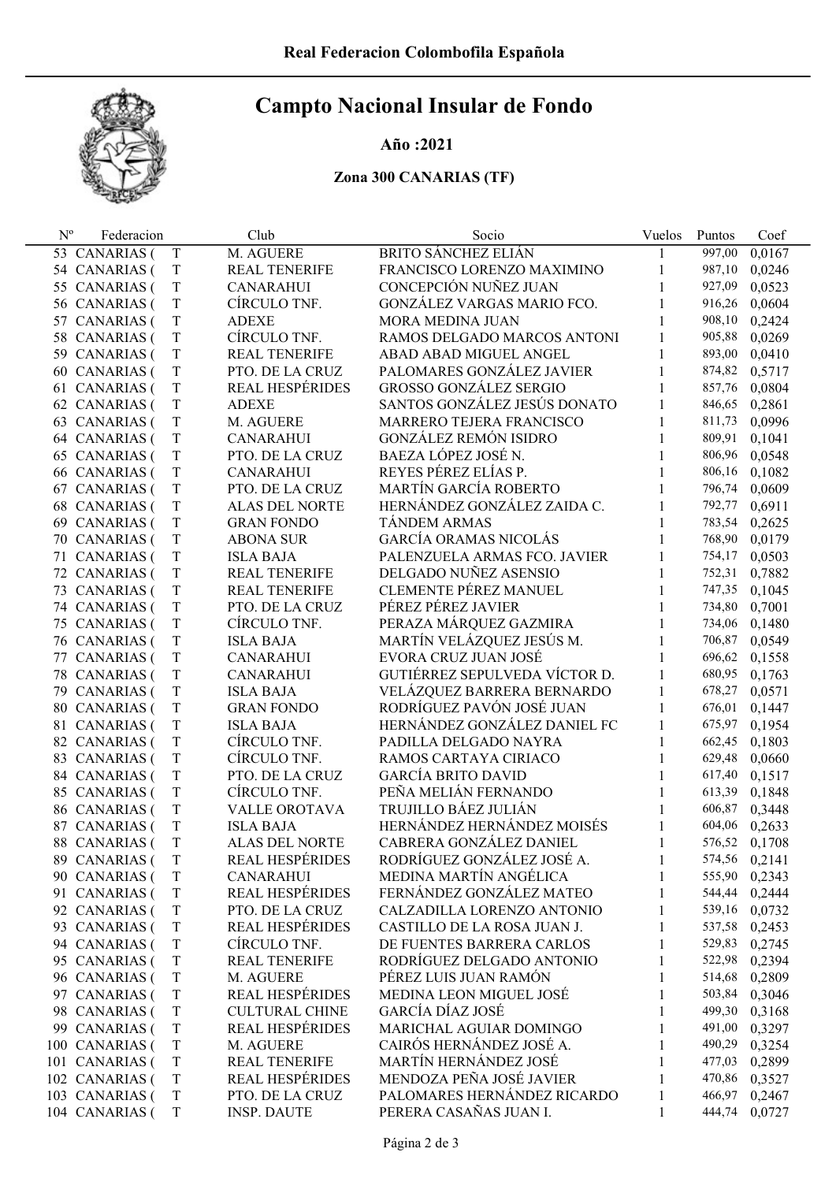# Campto Nacional Insular de Fondo

**Año :2021**

**Zona 300 CANARIAS (TF)**

| Nº | Federacion | | Club | Socio | Vuelos | Puntos | Coef |
|---|---|---|---|---|---|---|---|
| 53 | CANARIAS ( | T | M. AGUERE | BRITO SÁNCHEZ ELIÁN | 1 | 997,00 | 0,0167 |
| 54 | CANARIAS ( | T | REAL TENERIFE | FRANCISCO LORENZO MAXIMINO | 1 | 987,10 | 0,0246 |
| 55 | CANARIAS ( | T | CANARAHUI | CONCEPCIÓN NUÑEZ JUAN | 1 | 927,09 | 0,0523 |
| 56 | CANARIAS ( | T | CÍRCULO TNF. | GONZÁLEZ VARGAS MARIO FCO. | 1 | 916,26 | 0,0604 |
| 57 | CANARIAS ( | T | ADEXE | MORA MEDINA JUAN | 1 | 908,10 | 0,2424 |
| 58 | CANARIAS ( | T | CÍRCULO TNF. | RAMOS DELGADO MARCOS ANTONI | 1 | 905,88 | 0,0269 |
| 59 | CANARIAS ( | T | REAL TENERIFE | ABAD ABAD MIGUEL ANGEL | 1 | 893,00 | 0,0410 |
| 60 | CANARIAS ( | T | PTO. DE LA CRUZ | PALOMARES GONZÁLEZ JAVIER | 1 | 874,82 | 0,5717 |
| 61 | CANARIAS ( | T | REAL HESPÉRIDES | GROSSO GONZÁLEZ SERGIO | 1 | 857,76 | 0,0804 |
| 62 | CANARIAS ( | T | ADEXE | SANTOS GONZÁLEZ JESÚS DONATO | 1 | 846,65 | 0,2861 |
| 63 | CANARIAS ( | T | M. AGUERE | MARRERO TEJERA FRANCISCO | 1 | 811,73 | 0,0996 |
| 64 | CANARIAS ( | T | CANARAHUI | GONZÁLEZ REMÓN ISIDRO | 1 | 809,91 | 0,1041 |
| 65 | CANARIAS ( | T | PTO. DE LA CRUZ | BAEZA LÓPEZ JOSÉ N. | 1 | 806,96 | 0,0548 |
| 66 | CANARIAS ( | T | CANARAHUI | REYES PÉREZ ELÍAS P. | 1 | 806,16 | 0,1082 |
| 67 | CANARIAS ( | T | PTO. DE LA CRUZ | MARTÍN GARCÍA ROBERTO | 1 | 796,74 | 0,0609 |
| 68 | CANARIAS ( | T | ALAS DEL NORTE | HERNÁNDEZ GONZÁLEZ ZAIDA C. | 1 | 792,77 | 0,6911 |
| 69 | CANARIAS ( | T | GRAN FONDO | TÁNDEM ARMAS | 1 | 783,54 | 0,2625 |
| 70 | CANARIAS ( | T | ABONA SUR | GARCÍA ORAMAS NICOLÁS | 1 | 768,90 | 0,0179 |
| 71 | CANARIAS ( | T | ISLA BAJA | PALENZUELA ARMAS FCO. JAVIER | 1 | 754,17 | 0,0503 |
| 72 | CANARIAS ( | T | REAL TENERIFE | DELGADO NUÑEZ ASENSIO | 1 | 752,31 | 0,7882 |
| 73 | CANARIAS ( | T | REAL TENERIFE | CLEMENTE PÉREZ MANUEL | 1 | 747,35 | 0,1045 |
| 74 | CANARIAS ( | T | PTO. DE LA CRUZ | PÉREZ PÉREZ JAVIER | 1 | 734,80 | 0,7001 |
| 75 | CANARIAS ( | T | CÍRCULO TNF. | PERAZA MÁRQUEZ GAZMIRA | 1 | 734,06 | 0,1480 |
| 76 | CANARIAS ( | T | ISLA BAJA | MARTÍN VELÁZQUEZ JESÚS M. | 1 | 706,87 | 0,0549 |
| 77 | CANARIAS ( | T | CANARAHUI | EVORA CRUZ JUAN JOSÉ | 1 | 696,62 | 0,1558 |
| 78 | CANARIAS ( | T | CANARAHUI | GUTIÉRREZ SEPULVEDA VÍCTOR D. | 1 | 680,95 | 0,1763 |
| 79 | CANARIAS ( | T | ISLA BAJA | VELÁZQUEZ BARRERA BERNARDO | 1 | 678,27 | 0,0571 |
| 80 | CANARIAS ( | T | GRAN FONDO | RODRÍGUEZ PAVÓN JOSÉ JUAN | 1 | 676,01 | 0,1447 |
| 81 | CANARIAS ( | T | ISLA BAJA | HERNÁNDEZ GONZÁLEZ DANIEL FC | 1 | 675,97 | 0,1954 |
| 82 | CANARIAS ( | T | CÍRCULO TNF. | PADILLA DELGADO NAYRA | 1 | 662,45 | 0,1803 |
| 83 | CANARIAS ( | T | CÍRCULO TNF. | RAMOS CARTAYA CIRIACO | 1 | 629,48 | 0,0660 |
| 84 | CANARIAS ( | T | PTO. DE LA CRUZ | GARCÍA BRITO DAVID | 1 | 617,40 | 0,1517 |
| 85 | CANARIAS ( | T | CÍRCULO TNF. | PEÑA MELIÁN FERNANDO | 1 | 613,39 | 0,1848 |
| 86 | CANARIAS ( | T | VALLE OROTAVA | TRUJILLO BÁEZ JULIÁN | 1 | 606,87 | 0,3448 |
| 87 | CANARIAS ( | T | ISLA BAJA | HERNÁNDEZ HERNÁNDEZ MOISÉS | 1 | 604,06 | 0,2633 |
| 88 | CANARIAS ( | T | ALAS DEL NORTE | CABRERA GONZÁLEZ DANIEL | 1 | 576,52 | 0,1708 |
| 89 | CANARIAS ( | T | REAL HESPÉRIDES | RODRÍGUEZ GONZÁLEZ JOSÉ A. | 1 | 574,56 | 0,2141 |
| 90 | CANARIAS ( | T | CANARAHUI | MEDINA MARTÍN ANGÉLICA | 1 | 555,90 | 0,2343 |
| 91 | CANARIAS ( | T | REAL HESPÉRIDES | FERNÁNDEZ GONZÁLEZ MATEO | 1 | 544,44 | 0,2444 |
| 92 | CANARIAS ( | T | PTO. DE LA CRUZ | CALZADILLA LORENZO ANTONIO | 1 | 539,16 | 0,0732 |
| 93 | CANARIAS ( | T | REAL HESPÉRIDES | CASTILLO DE LA ROSA JUAN J. | 1 | 537,58 | 0,2453 |
| 94 | CANARIAS ( | T | CÍRCULO TNF. | DE FUENTES BARRERA CARLOS | 1 | 529,83 | 0,2745 |
| 95 | CANARIAS ( | T | REAL TENERIFE | RODRÍGUEZ DELGADO ANTONIO | 1 | 522,98 | 0,2394 |
| 96 | CANARIAS ( | T | M. AGUERE | PÉREZ LUIS JUAN RAMÓN | 1 | 514,68 | 0,2809 |
| 97 | CANARIAS ( | T | REAL HESPÉRIDES | MEDINA LEON MIGUEL JOSÉ | 1 | 503,84 | 0,3046 |
| 98 | CANARIAS ( | T | CULTURAL CHINE | GARCÍA DÍAZ JOSÉ | 1 | 499,30 | 0,3168 |
| 99 | CANARIAS ( | T | REAL HESPÉRIDES | MARICHAL AGUIAR DOMINGO | 1 | 491,00 | 0,3297 |
| 100 | CANARIAS ( | T | M. AGUERE | CAIRÓS HERNÁNDEZ JOSÉ A. | 1 | 490,29 | 0,3254 |
| 101 | CANARIAS ( | T | REAL TENERIFE | MARTÍN HERNÁNDEZ JOSÉ | 1 | 477,03 | 0,2899 |
| 102 | CANARIAS ( | T | REAL HESPÉRIDES | MENDOZA PEÑA JOSÉ JAVIER | 1 | 470,86 | 0,3527 |
| 103 | CANARIAS ( | T | PTO. DE LA CRUZ | PALOMARES HERNÁNDEZ RICARDO | 1 | 466,97 | 0,2467 |
| 104 | CANARIAS ( | T | INSP. DAUTE | PERERA CASAÑAS JUAN I. | 1 | 444,74 | 0,0727 |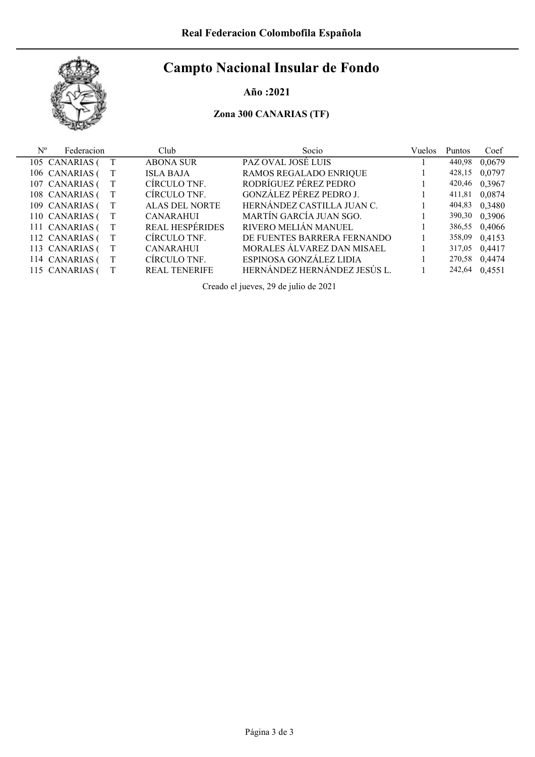# Campto Nacional Insular de Fondo

**Año :2021**

**Zona 300 CANARIAS (TF)**

| Nº | Federacion | | Club | Socio | Vuelos | Puntos | Coef |
|---|---|---|---|---|---|---|---|
| 105 | CANARIAS ( | T | ABONA SUR | PAZ OVAL JOSÉ LUIS | 1 | 440,98 | 0,0679 |
| 106 | CANARIAS ( | T | ISLA BAJA | RAMOS REGALADO ENRIQUE | 1 | 428,15 | 0,0797 |
| 107 | CANARIAS ( | T | CÍRCULO TNF. | RODRÍGUEZ PÉREZ PEDRO | 1 | 420,46 | 0,3967 |
| 108 | CANARIAS ( | T | CÍRCULO TNF. | GONZÁLEZ PÉREZ PEDRO J. | 1 | 411,81 | 0,0874 |
| 109 | CANARIAS ( | T | ALAS DEL NORTE | HERNÁNDEZ CASTILLA JUAN C. | 1 | 404,83 | 0,3480 |
| 110 | CANARIAS ( | T | CANARAHUI | MARTÍN GARCÍA JUAN SGO. | 1 | 390,30 | 0,3906 |
| 111 | CANARIAS ( | T | REAL HESPÉRIDES | RIVERO MELIÁN MANUEL | 1 | 386,55 | 0,4066 |
| 112 | CANARIAS ( | T | CÍRCULO TNF. | DE FUENTES BARRERA FERNANDO | 1 | 358,09 | 0,4153 |
| 113 | CANARIAS ( | T | CANARAHUI | MORALES ÁLVAREZ DAN MISAEL | 1 | 317,05 | 0,4417 |
| 114 | CANARIAS ( | T | CÍRCULO TNF. | ESPINOSA GONZÁLEZ LIDIA | 1 | 270,58 | 0,4474 |
| 115 | CANARIAS ( | T | REAL TENERIFE | HERNÁNDEZ HERNÁNDEZ JESÚS L. | 1 | 242,64 | 0,4551 |

Creado el jueves, 29 de julio de 2021